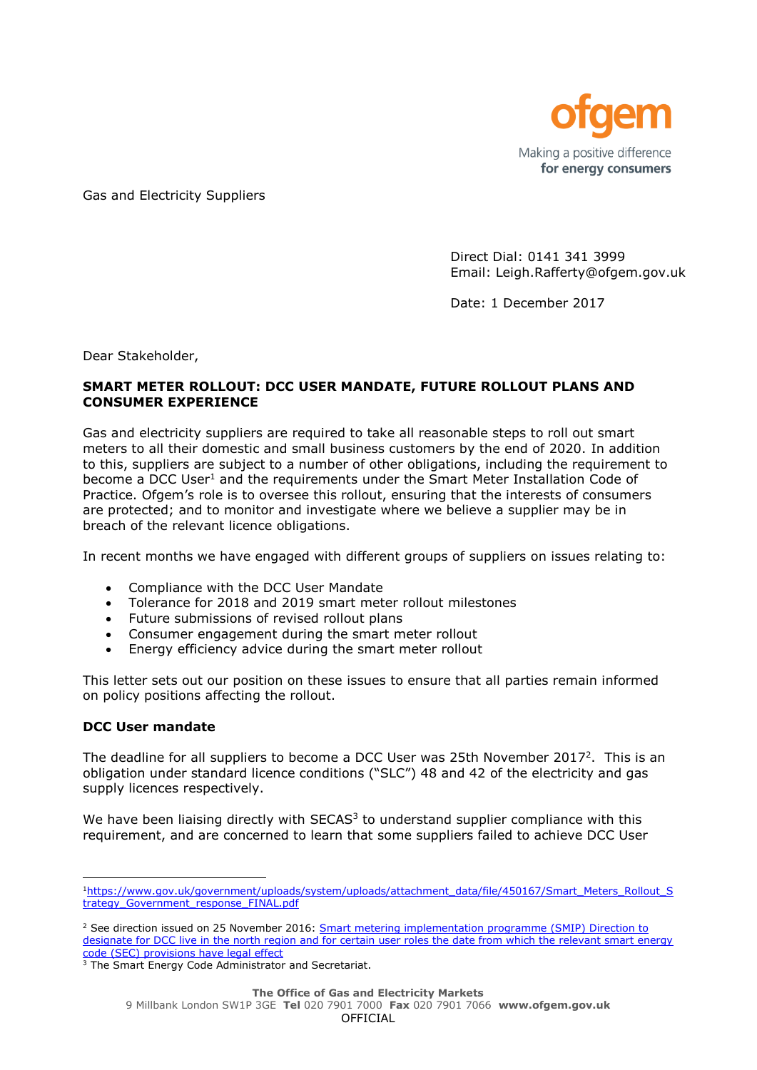ofgem

Making a positive difference
**for energy consumers**

Gas and Electricity Suppliers

Direct Dial: 0141 341 3999
Email: Leigh.Rafferty@ofgem.gov.uk

Date: 1 December 2017

Dear Stakeholder,

**SMART METER ROLLOUT: DCC USER MANDATE, FUTURE ROLLOUT PLANS AND CONSUMER EXPERIENCE**

Gas and electricity suppliers are required to take all reasonable steps to roll out smart meters to all their domestic and small business customers by the end of 2020. In addition to this, suppliers are subject to a number of other obligations, including the requirement to become a DCC User[1] and the requirements under the Smart Meter Installation Code of Practice. Ofgem's role is to oversee this rollout, ensuring that the interests of consumers are protected; and to monitor and investigate where we believe a supplier may be in breach of the relevant licence obligations.

In recent months we have engaged with different groups of suppliers on issues relating to:

- Compliance with the DCC User Mandate
- Tolerance for 2018 and 2019 smart meter rollout milestones
- Future submissions of revised rollout plans
- Consumer engagement during the smart meter rollout
- Energy efficiency advice during the smart meter rollout

This letter sets out our position on these issues to ensure that all parties remain informed on policy positions affecting the rollout.

**DCC User mandate**

The deadline for all suppliers to become a DCC User was 25th November 2017[2]. This is an obligation under standard licence conditions ("SLC") 48 and 42 of the electricity and gas supply licences respectively.

We have been liaising directly with SECAS[3] to understand supplier compliance with this requirement, and are concerned to learn that some suppliers failed to achieve DCC User

[1] https://www.gov.uk/government/uploads/system/uploads/attachment_data/file/450167/Smart_Meters_Rollout_Strategy_Government_response_FINAL.pdf

[2] See direction issued on 25 November 2016: Smart metering implementation programme (SMIP) Direction to designate for DCC live in the north region and for certain user roles the date from which the relevant smart energy code (SEC) provisions have legal effect

[3] The Smart Energy Code Administrator and Secretariat.

**The Office of Gas and Electricity Markets**
9 Millbank London SW1P 3GE **Tel** 020 7901 7000 **Fax** 020 7901 7066 **www.ofgem.gov.uk**
OFFICIAL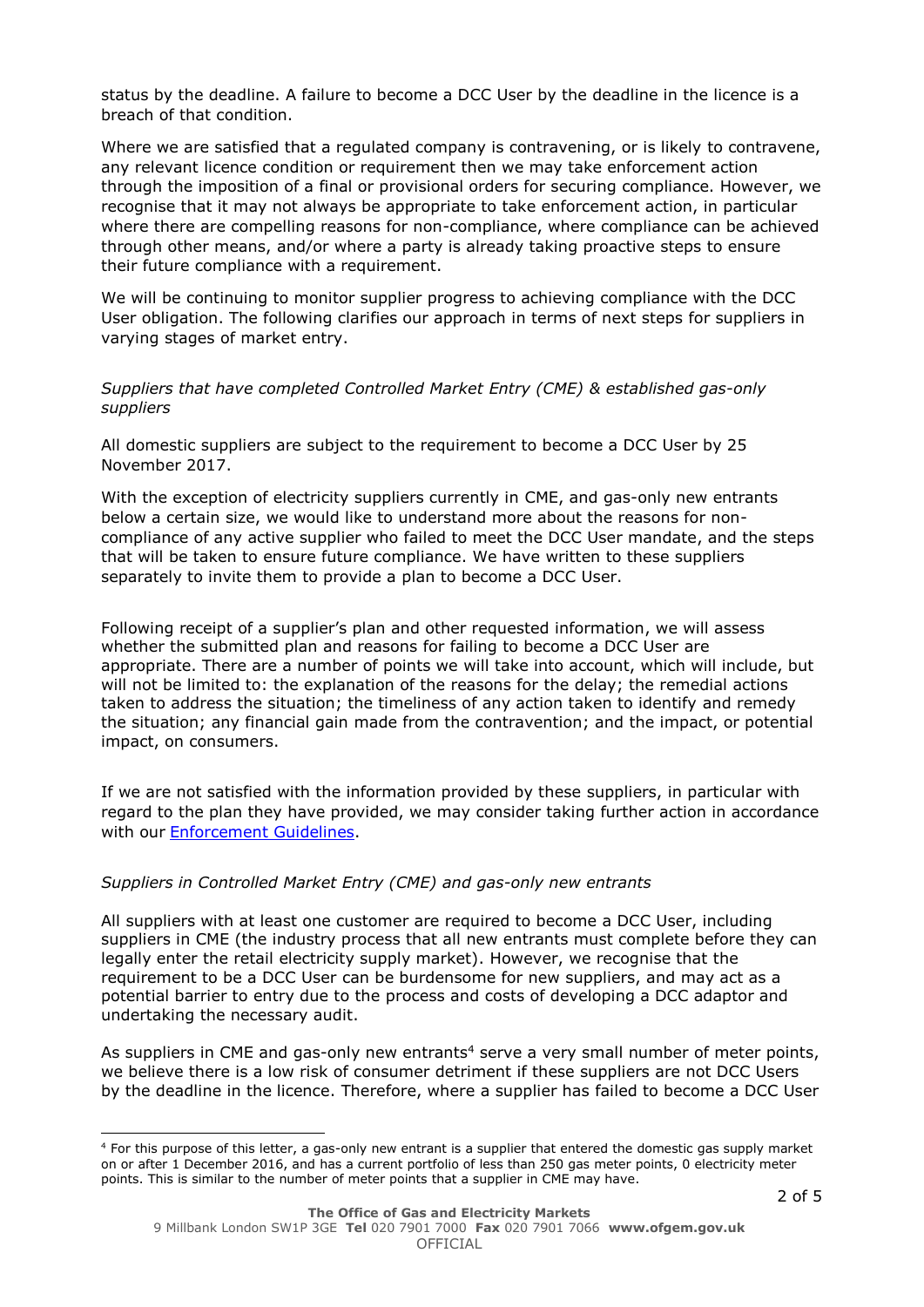status by the deadline. A failure to become a DCC User by the deadline in the licence is a breach of that condition.

Where we are satisfied that a regulated company is contravening, or is likely to contravene, any relevant licence condition or requirement then we may take enforcement action through the imposition of a final or provisional orders for securing compliance. However, we recognise that it may not always be appropriate to take enforcement action, in particular where there are compelling reasons for non-compliance, where compliance can be achieved through other means, and/or where a party is already taking proactive steps to ensure their future compliance with a requirement.

We will be continuing to monitor supplier progress to achieving compliance with the DCC User obligation. The following clarifies our approach in terms of next steps for suppliers in varying stages of market entry.

*Suppliers that have completed Controlled Market Entry (CME) & established gas-only suppliers*

All domestic suppliers are subject to the requirement to become a DCC User by 25 November 2017.

With the exception of electricity suppliers currently in CME, and gas-only new entrants below a certain size, we would like to understand more about the reasons for non-compliance of any active supplier who failed to meet the DCC User mandate, and the steps that will be taken to ensure future compliance. We have written to these suppliers separately to invite them to provide a plan to become a DCC User.

Following receipt of a supplier's plan and other requested information, we will assess whether the submitted plan and reasons for failing to become a DCC User are appropriate. There are a number of points we will take into account, which will include, but will not be limited to: the explanation of the reasons for the delay; the remedial actions taken to address the situation; the timeliness of any action taken to identify and remedy the situation; any financial gain made from the contravention; and the impact, or potential impact, on consumers.

If we are not satisfied with the information provided by these suppliers, in particular with regard to the plan they have provided, we may consider taking further action in accordance with our [Enforcement Guidelines](Enforcement Guidelines).

*Suppliers in Controlled Market Entry (CME) and gas-only new entrants*

All suppliers with at least one customer are required to become a DCC User, including suppliers in CME (the industry process that all new entrants must complete before they can legally enter the retail electricity supply market). However, we recognise that the requirement to be a DCC User can be burdensome for new suppliers, and may act as a potential barrier to entry due to the process and costs of developing a DCC adaptor and undertaking the necessary audit.

As suppliers in CME and gas-only new entrants[4] serve a very small number of meter points, we believe there is a low risk of consumer detriment if these suppliers are not DCC Users by the deadline in the licence. Therefore, where a supplier has failed to become a DCC User

[4] For this purpose of this letter, a gas-only new entrant is a supplier that entered the domestic gas supply market on or after 1 December 2016, and has a current portfolio of less than 250 gas meter points, 0 electricity meter points. This is similar to the number of meter points that a supplier in CME may have.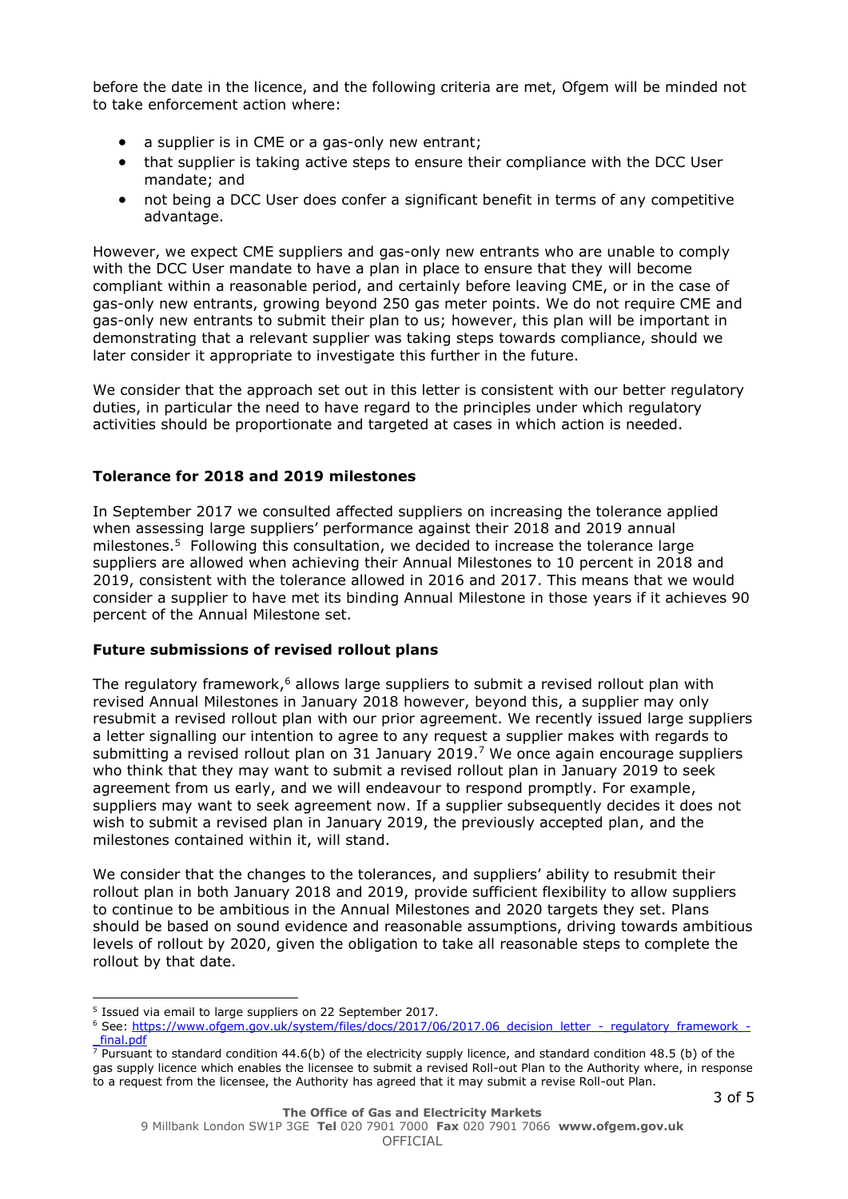before the date in the licence, and the following criteria are met, Ofgem will be minded not to take enforcement action where:

- a supplier is in CME or a gas-only new entrant;
- that supplier is taking active steps to ensure their compliance with the DCC User mandate; and
- not being a DCC User does confer a significant benefit in terms of any competitive advantage.

However, we expect CME suppliers and gas-only new entrants who are unable to comply with the DCC User mandate to have a plan in place to ensure that they will become compliant within a reasonable period, and certainly before leaving CME, or in the case of gas-only new entrants, growing beyond 250 gas meter points. We do not require CME and gas-only new entrants to submit their plan to us; however, this plan will be important in demonstrating that a relevant supplier was taking steps towards compliance, should we later consider it appropriate to investigate this further in the future.

We consider that the approach set out in this letter is consistent with our better regulatory duties, in particular the need to have regard to the principles under which regulatory activities should be proportionate and targeted at cases in which action is needed.

**Tolerance for 2018 and 2019 milestones**

In September 2017 we consulted affected suppliers on increasing the tolerance applied when assessing large suppliers' performance against their 2018 and 2019 annual milestones.[5] Following this consultation, we decided to increase the tolerance large suppliers are allowed when achieving their Annual Milestones to 10 percent in 2018 and 2019, consistent with the tolerance allowed in 2016 and 2017. This means that we would consider a supplier to have met its binding Annual Milestone in those years if it achieves 90 percent of the Annual Milestone set.

**Future submissions of revised rollout plans**

The regulatory framework,[6] allows large suppliers to submit a revised rollout plan with revised Annual Milestones in January 2018 however, beyond this, a supplier may only resubmit a revised rollout plan with our prior agreement. We recently issued large suppliers a letter signalling our intention to agree to any request a supplier makes with regards to submitting a revised rollout plan on 31 January 2019.[7] We once again encourage suppliers who think that they may want to submit a revised rollout plan in January 2019 to seek agreement from us early, and we will endeavour to respond promptly. For example, suppliers may want to seek agreement now. If a supplier subsequently decides it does not wish to submit a revised plan in January 2019, the previously accepted plan, and the milestones contained within it, will stand.

We consider that the changes to the tolerances, and suppliers' ability to resubmit their rollout plan in both January 2018 and 2019, provide sufficient flexibility to allow suppliers to continue to be ambitious in the Annual Milestones and 2020 targets they set. Plans should be based on sound evidence and reasonable assumptions, driving towards ambitious levels of rollout by 2020, given the obligation to take all reasonable steps to complete the rollout by that date.

---

[5] Issued via email to large suppliers on 22 September 2017.

[6] See: https://www.ofgem.gov.uk/system/files/docs/2017/06/2017.06_decision_letter_-_regulatory_framework_-_final.pdf

[7] Pursuant to standard condition 44.6(b) of the electricity supply licence, and standard condition 48.5 (b) of the gas supply licence which enables the licensee to submit a revised Roll-out Plan to the Authority where, in response to a request from the licensee, the Authority has agreed that it may submit a revise Roll-out Plan.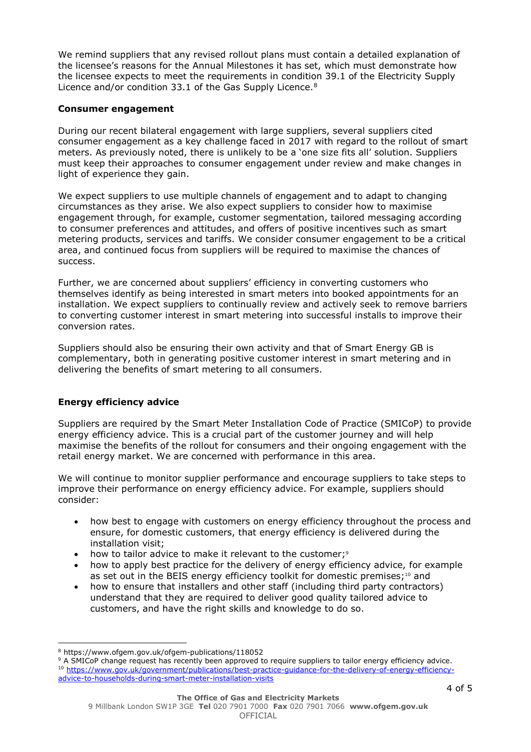We remind suppliers that any revised rollout plans must contain a detailed explanation of the licensee's reasons for the Annual Milestones it has set, which must demonstrate how the licensee expects to meet the requirements in condition 39.1 of the Electricity Supply Licence and/or condition 33.1 of the Gas Supply Licence.[8]

**Consumer engagement**

During our recent bilateral engagement with large suppliers, several suppliers cited consumer engagement as a key challenge faced in 2017 with regard to the rollout of smart meters. As previously noted, there is unlikely to be a 'one size fits all' solution. Suppliers must keep their approaches to consumer engagement under review and make changes in light of experience they gain.

We expect suppliers to use multiple channels of engagement and to adapt to changing circumstances as they arise. We also expect suppliers to consider how to maximise engagement through, for example, customer segmentation, tailored messaging according to consumer preferences and attitudes, and offers of positive incentives such as smart metering products, services and tariffs. We consider consumer engagement to be a critical area, and continued focus from suppliers will be required to maximise the chances of success.

Further, we are concerned about suppliers' efficiency in converting customers who themselves identify as being interested in smart meters into booked appointments for an installation. We expect suppliers to continually review and actively seek to remove barriers to converting customer interest in smart metering into successful installs to improve their conversion rates.

Suppliers should also be ensuring their own activity and that of Smart Energy GB is complementary, both in generating positive customer interest in smart metering and in delivering the benefits of smart metering to all consumers.

**Energy efficiency advice**

Suppliers are required by the Smart Meter Installation Code of Practice (SMICoP) to provide energy efficiency advice. This is a crucial part of the customer journey and will help maximise the benefits of the rollout for consumers and their ongoing engagement with the retail energy market. We are concerned with performance in this area.

We will continue to monitor supplier performance and encourage suppliers to take steps to improve their performance on energy efficiency advice. For example, suppliers should consider:

- how best to engage with customers on energy efficiency throughout the process and ensure, for domestic customers, that energy efficiency is delivered during the installation visit;
- how to tailor advice to make it relevant to the customer;[9]
- how to apply best practice for the delivery of energy efficiency advice, for example as set out in the BEIS energy efficiency toolkit for domestic premises;[10] and
- how to ensure that installers and other staff (including third party contractors) understand that they are required to deliver good quality tailored advice to customers, and have the right skills and knowledge to do so.

[8] https://www.ofgem.gov.uk/ofgem-publications/118052

[9] A SMICoP change request has recently been approved to require suppliers to tailor energy efficiency advice.

[10] https://www.gov.uk/government/publications/best-practice-guidance-for-the-delivery-of-energy-efficiency-advice-to-households-during-smart-meter-installation-visits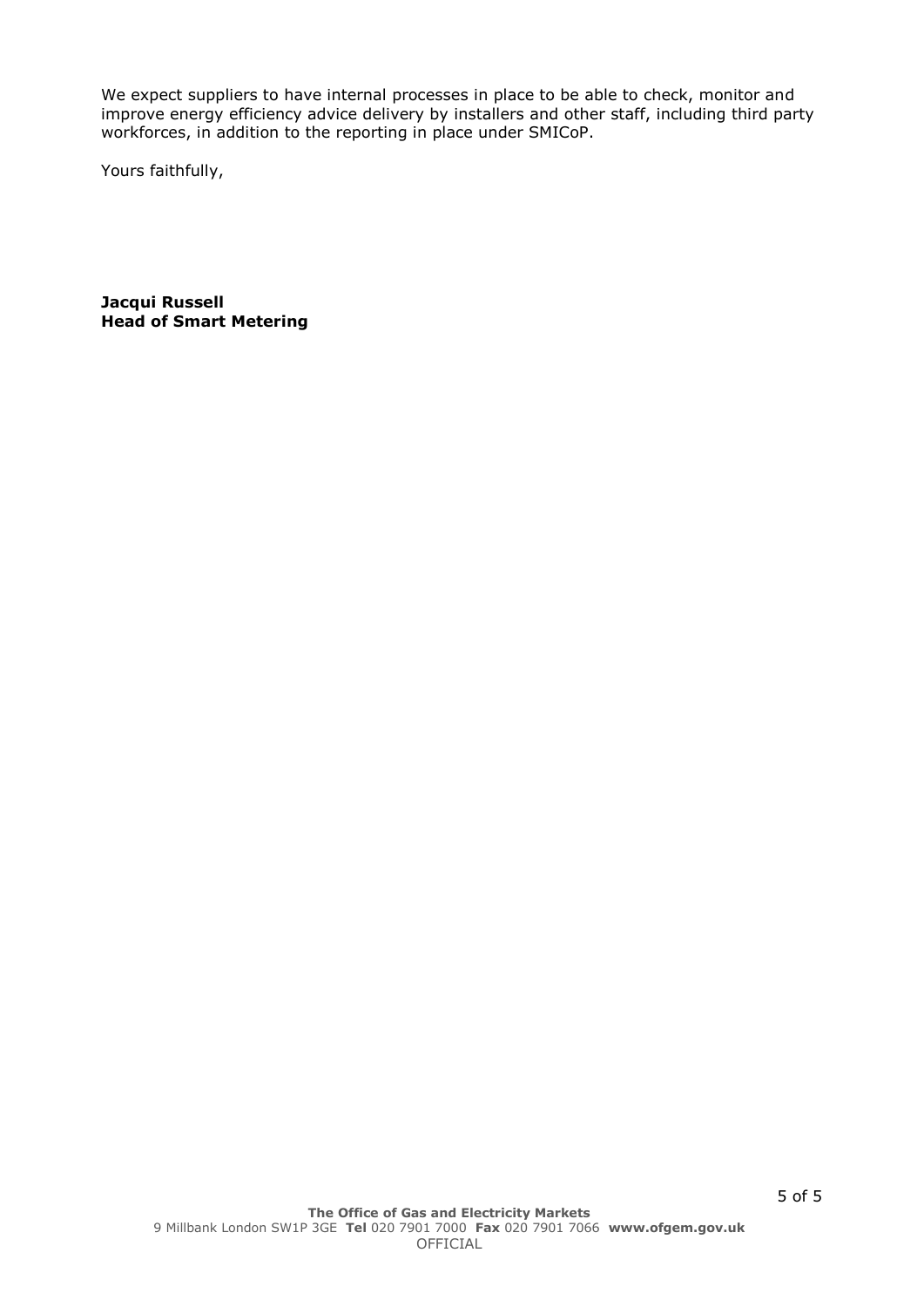We expect suppliers to have internal processes in place to be able to check, monitor and improve energy efficiency advice delivery by installers and other staff, including third party workforces, in addition to the reporting in place under SMICoP.

Yours faithfully,

**Jacqui Russell**
**Head of Smart Metering**